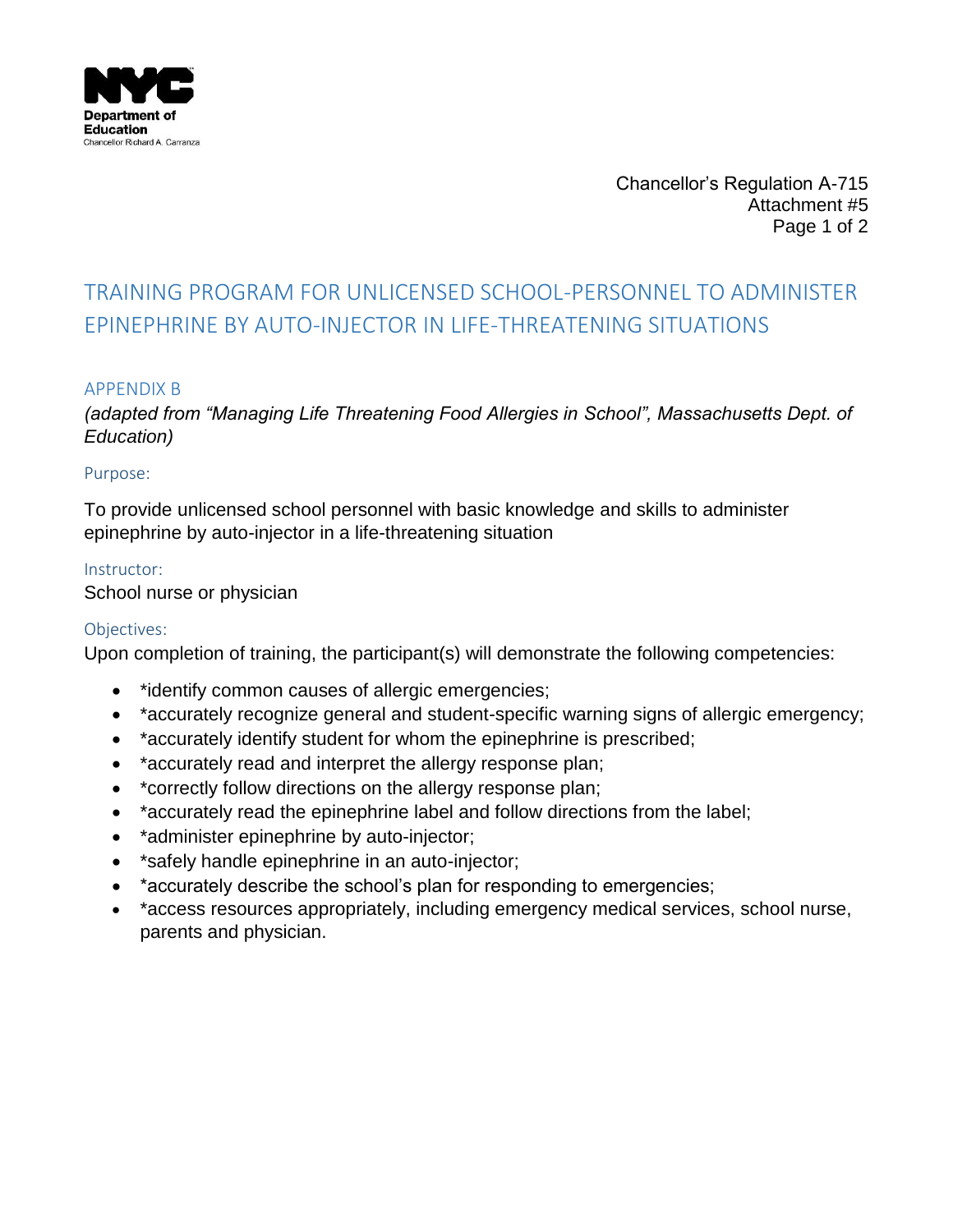NYC Department of Education
Chancellor Richard A. Carranza

Chancellor's Regulation A-715
Attachment #5

# TRAINING PROGRAM FOR UNLICENSED SCHOOL-PERSONNEL TO ADMINISTER EPINEPHRINE BY AUTO-INJECTOR IN LIFE-THREATENING SITUATIONS

## APPENDIX B

*(adapted from "Managing Life Threatening Food Allergies in School", Massachusetts Dept. of Education)*

### Purpose:

To provide unlicensed school personnel with basic knowledge and skills to administer epinephrine by auto-injector in a life-threatening situation

### Instructor:

School nurse or physician

### Objectives:

Upon completion of training, the participant(s) will demonstrate the following competencies:

- *identify common causes of allergic emergencies;
- *accurately recognize general and student-specific warning signs of allergic emergency;
- *accurately identify student for whom the epinephrine is prescribed;
- *accurately read and interpret the allergy response plan;
- *correctly follow directions on the allergy response plan;
- *accurately read the epinephrine label and follow directions from the label;
- *administer epinephrine by auto-injector;
- *safely handle epinephrine in an auto-injector;
- *accurately describe the school's plan for responding to emergencies;
- *access resources appropriately, including emergency medical services, school nurse, parents and physician.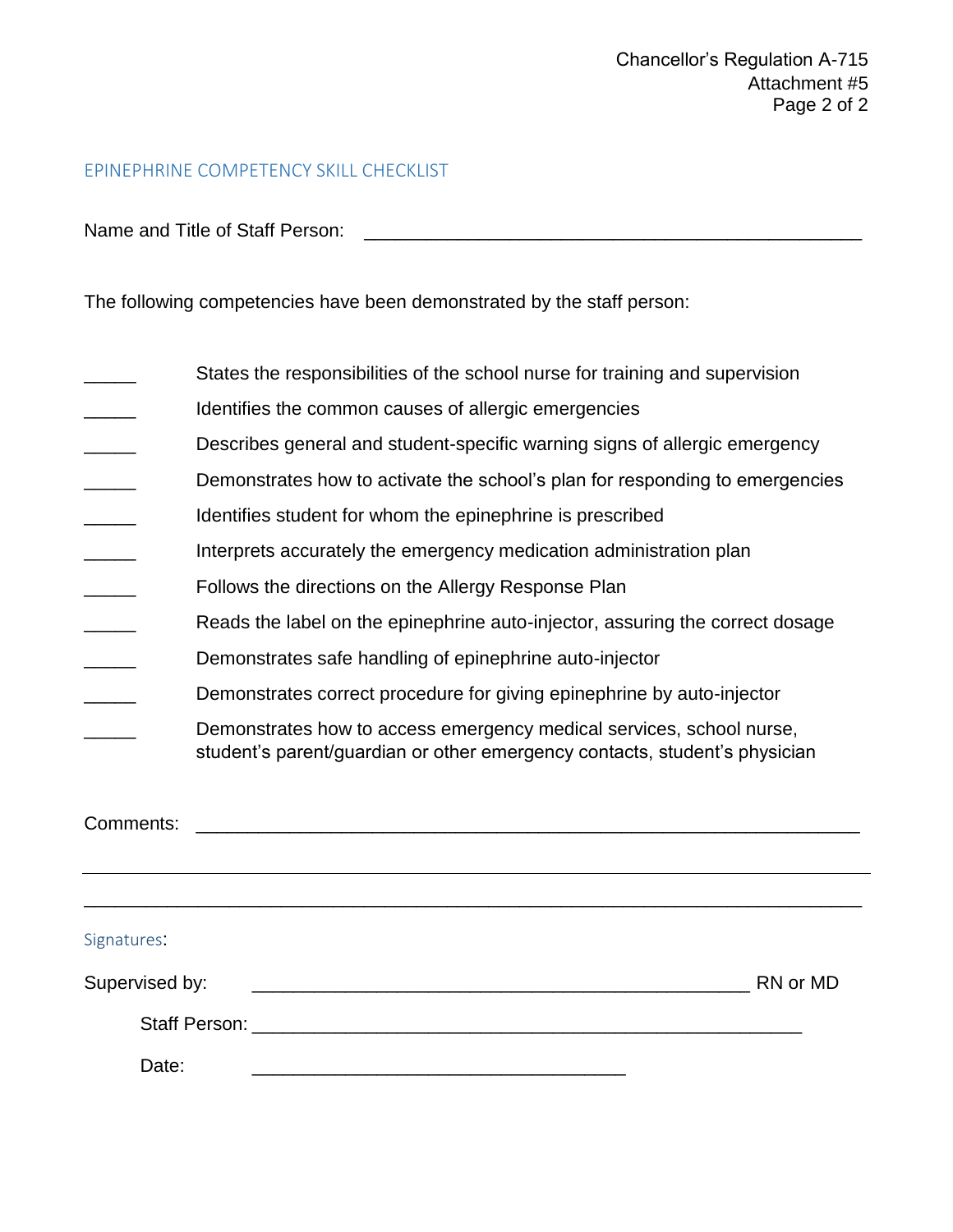## EPINEPHRINE COMPETENCY SKILL CHECKLIST

Name and Title of Staff Person: ____________________________________________

The following competencies have been demonstrated by the staff person:

_____ States the responsibilities of the school nurse for training and supervision

_____ Identifies the common causes of allergic emergencies

_____ Describes general and student-specific warning signs of allergic emergency

_____ Demonstrates how to activate the school's plan for responding to emergencies

_____ Identifies student for whom the epinephrine is prescribed

_____ Interprets accurately the emergency medication administration plan

_____ Follows the directions on the Allergy Response Plan

_____ Reads the label on the epinephrine auto-injector, assuring the correct dosage

_____ Demonstrates safe handling of epinephrine auto-injector

_____ Demonstrates correct procedure for giving epinephrine by auto-injector

_____ Demonstrates how to access emergency medical services, school nurse, student's parent/guardian or other emergency contacts, student's physician

Comments: ____________________________________________________________

______________________________________________________________________

______________________________________________________________________

### Signatures:

Supervised by: ____________________________________________ RN or MD

Staff Person: ______________________________________________

Date: __________________________________